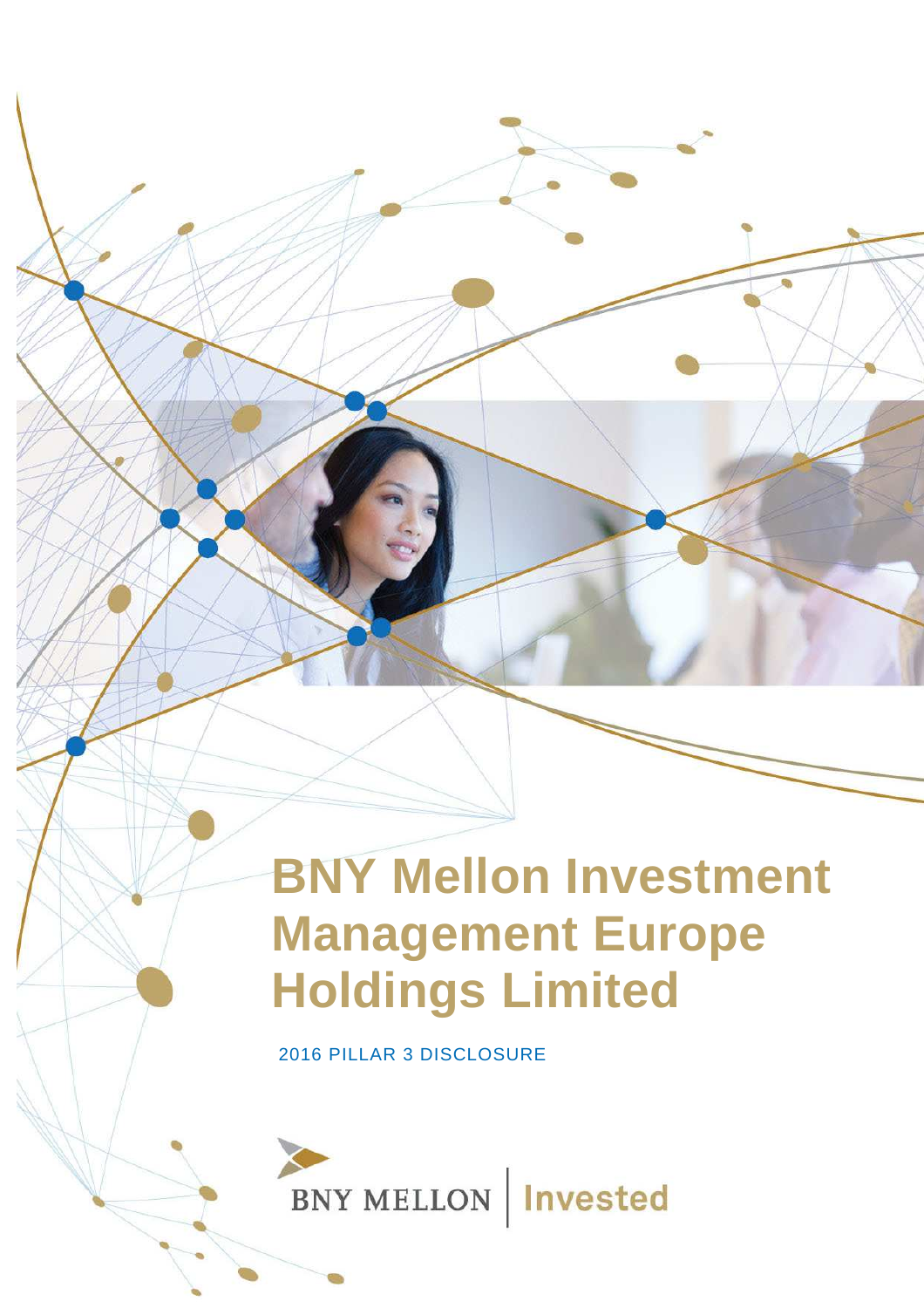# BNY Mellon Investment Management Europe Holdings Limited

2016 PILLAR 3 DISCLOSURE

BNY MELLON | Invested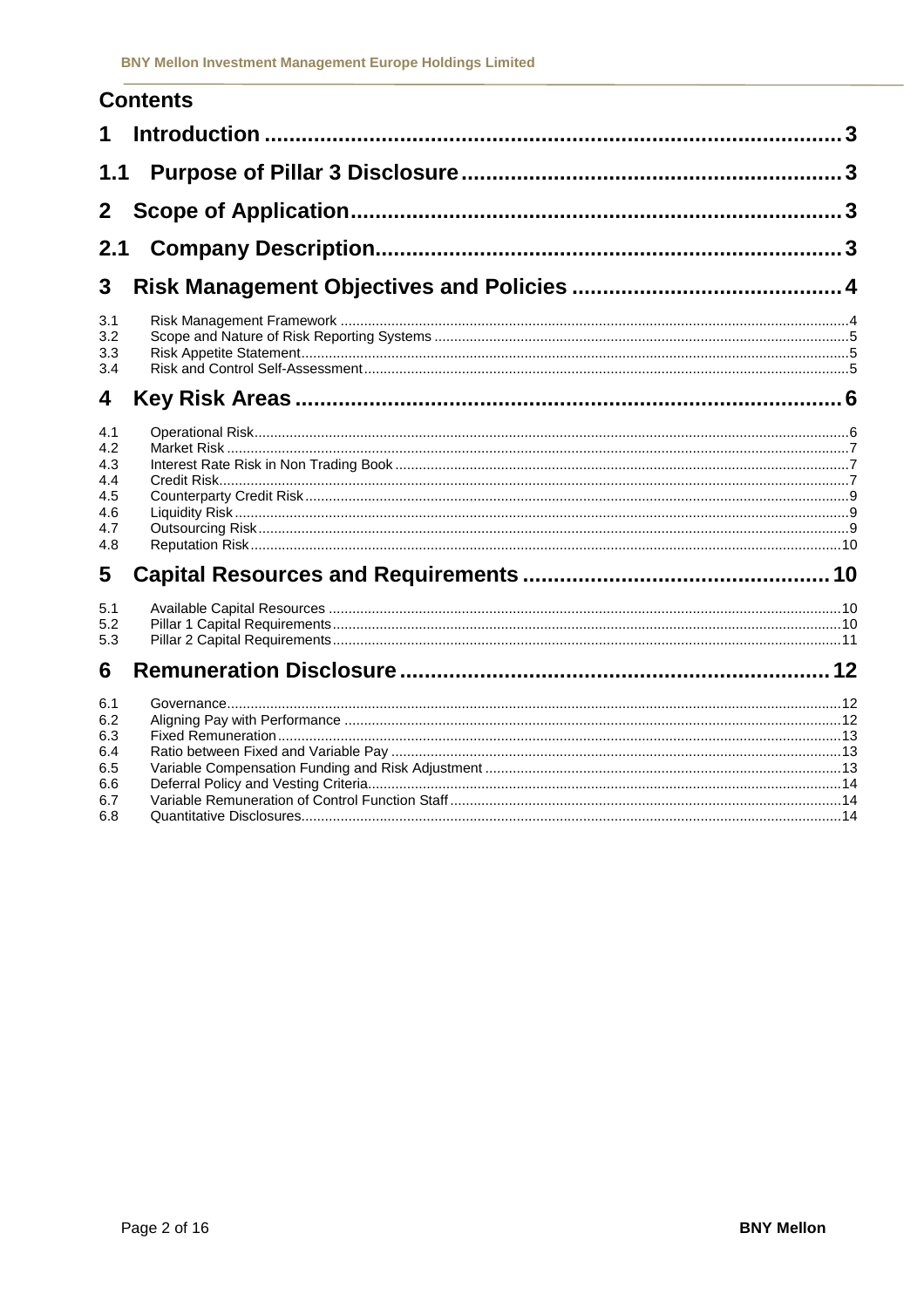# Contents

| | | |
|---|---|---|
| **1** | **Introduction** | **3** |
| **1.1** | **Purpose of Pillar 3 Disclosure** | **3** |
| **2** | **Scope of Application** | **3** |
| **2.1** | **Company Description** | **3** |
| **3** | **Risk Management Objectives and Policies** | **4** |
| 3.1 | Risk Management Framework | 4 |
| 3.2 | Scope and Nature of Risk Reporting Systems | 5 |
| 3.3 | Risk Appetite Statement | 5 |
| 3.4 | Risk and Control Self-Assessment | 5 |
| **4** | **Key Risk Areas** | **6** |
| 4.1 | Operational Risk | 6 |
| 4.2 | Market Risk | 7 |
| 4.3 | Interest Rate Risk in Non Trading Book | 7 |
| 4.4 | Credit Risk | 7 |
| 4.5 | Counterparty Credit Risk | 9 |
| 4.6 | Liquidity Risk | 9 |
| 4.7 | Outsourcing Risk | 9 |
| 4.8 | Reputation Risk | 10 |
| **5** | **Capital Resources and Requirements** | **10** |
| 5.1 | Available Capital Resources | 10 |
| 5.2 | Pillar 1 Capital Requirements | 10 |
| 5.3 | Pillar 2 Capital Requirements | 11 |
| **6** | **Remuneration Disclosure** | **12** |
| 6.1 | Governance | 12 |
| 6.2 | Aligning Pay with Performance | 12 |
| 6.3 | Fixed Remuneration | 13 |
| 6.4 | Ratio between Fixed and Variable Pay | 13 |
| 6.5 | Variable Compensation Funding and Risk Adjustment | 13 |
| 6.6 | Deferral Policy and Vesting Criteria | 14 |
| 6.7 | Variable Remuneration of Control Function Staff | 14 |
| 6.8 | Quantitative Disclosures | 14 |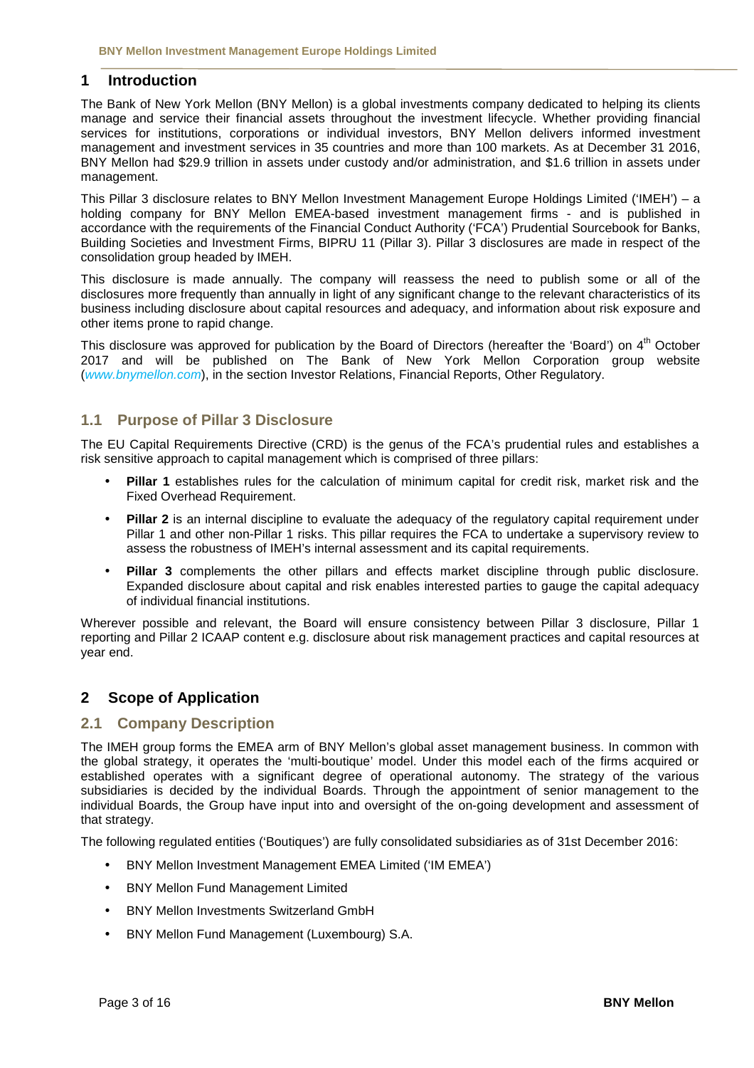# 1 Introduction

The Bank of New York Mellon (BNY Mellon) is a global investments company dedicated to helping its clients manage and service their financial assets throughout the investment lifecycle. Whether providing financial services for institutions, corporations or individual investors, BNY Mellon delivers informed investment management and investment services in 35 countries and more than 100 markets. As at December 31 2016, BNY Mellon had $29.9 trillion in assets under custody and/or administration, and $1.6 trillion in assets under management.

This Pillar 3 disclosure relates to BNY Mellon Investment Management Europe Holdings Limited ('IMEH') – a holding company for BNY Mellon EMEA-based investment management firms - and is published in accordance with the requirements of the Financial Conduct Authority ('FCA') Prudential Sourcebook for Banks, Building Societies and Investment Firms, BIPRU 11 (Pillar 3). Pillar 3 disclosures are made in respect of the consolidation group headed by IMEH.

This disclosure is made annually. The company will reassess the need to publish some or all of the disclosures more frequently than annually in light of any significant change to the relevant characteristics of its business including disclosure about capital resources and adequacy, and information about risk exposure and other items prone to rapid change.

This disclosure was approved for publication by the Board of Directors (hereafter the 'Board') on 4th October 2017 and will be published on The Bank of New York Mellon Corporation group website (*www.bnymellon.com*), in the section Investor Relations, Financial Reports, Other Regulatory.

## 1.1 Purpose of Pillar 3 Disclosure

The EU Capital Requirements Directive (CRD) is the genus of the FCA's prudential rules and establishes a risk sensitive approach to capital management which is comprised of three pillars:

- **Pillar 1** establishes rules for the calculation of minimum capital for credit risk, market risk and the Fixed Overhead Requirement.
- **Pillar 2** is an internal discipline to evaluate the adequacy of the regulatory capital requirement under Pillar 1 and other non-Pillar 1 risks. This pillar requires the FCA to undertake a supervisory review to assess the robustness of IMEH's internal assessment and its capital requirements.
- **Pillar 3** complements the other pillars and effects market discipline through public disclosure. Expanded disclosure about capital and risk enables interested parties to gauge the capital adequacy of individual financial institutions.

Wherever possible and relevant, the Board will ensure consistency between Pillar 3 disclosure, Pillar 1 reporting and Pillar 2 ICAAP content e.g. disclosure about risk management practices and capital resources at year end.

# 2 Scope of Application

## 2.1 Company Description

The IMEH group forms the EMEA arm of BNY Mellon's global asset management business. In common with the global strategy, it operates the 'multi-boutique' model. Under this model each of the firms acquired or established operates with a significant degree of operational autonomy. The strategy of the various subsidiaries is decided by the individual Boards. Through the appointment of senior management to the individual Boards, the Group have input into and oversight of the on-going development and assessment of that strategy.

The following regulated entities ('Boutiques') are fully consolidated subsidiaries as of 31st December 2016:

- BNY Mellon Investment Management EMEA Limited ('IM EMEA')
- BNY Mellon Fund Management Limited
- BNY Mellon Investments Switzerland GmbH
- BNY Mellon Fund Management (Luxembourg) S.A.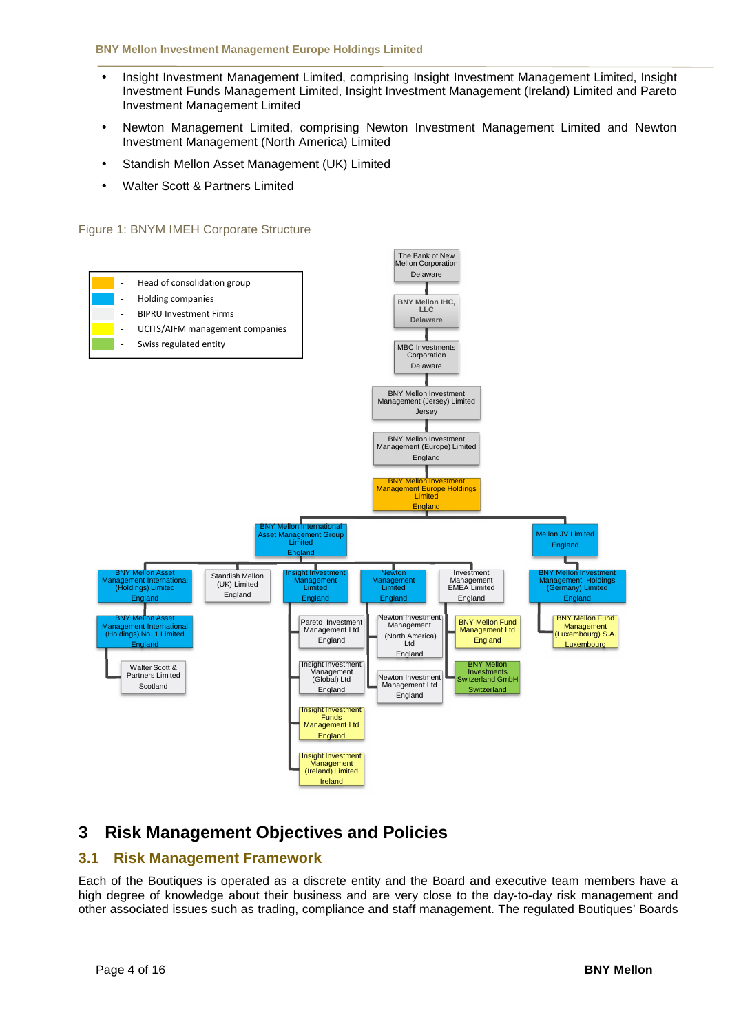- Insight Investment Management Limited, comprising Insight Investment Management Limited, Insight Investment Funds Management Limited, Insight Investment Management (Ireland) Limited and Pareto Investment Management Limited
- Newton Management Limited, comprising Newton Investment Management Limited and Newton Investment Management (North America) Limited
- Standish Mellon Asset Management (UK) Limited
- Walter Scott & Partners Limited

Figure 1: BNYM IMEH Corporate Structure

Legend:

- Head of consolidation group
- Holding companies
- BIPRU Investment Firms
- UCITS/AIFM management companies
- Swiss regulated entity

- The Bank of New Mellon Corporation – Delaware
  - BNY Mellon IHC, LLC – Delaware
    - MBC Investments Corporation – Delaware
      - BNY Mellon Investment Management (Jersey) Limited – Jersey
        - BNY Mellon Investment Management (Europe) Limited – England
          - BNY Mellon Investment Management Europe Holdings Limited – England
            - BNY Mellon International Asset Management Group Limited – England
              - BNY Mellon Asset Management International (Holdings) Limited – England
                - BNY Mellon Asset Management International (Holdings) No. 1 Limited – England
                  - Walter Scott & Partners Limited – Scotland
              - Standish Mellon (UK) Limited – England
              - Insight Investment Management Limited – England
                - Pareto Investment Management Ltd – England
                - Insight Investment Management (Global) Ltd – England
                - Insight Investment Funds Management Ltd – England
                - Insight Investment Management (Ireland) Limited – Ireland
              - Newton Management Limited – England
                - Newton Investment Management (North America) Ltd – England
                - Newton Investment Management Ltd – England
              - Investment Management EMEA Limited – England
                - BNY Mellon Fund Management Ltd – England
                - BNY Mellon Investments Switzerland GmbH – Switzerland
            - Mellon JV Limited – England
              - BNY Mellon Investment Management Holdings (Germany) Limited – England
                - BNY Mellon Fund Management (Luxembourg) S.A. – Luxembourg

# 3 Risk Management Objectives and Policies

## 3.1 Risk Management Framework

Each of the Boutiques is operated as a discrete entity and the Board and executive team members have a high degree of knowledge about their business and are very close to the day-to-day risk management and other associated issues such as trading, compliance and staff management. The regulated Boutiques' Boards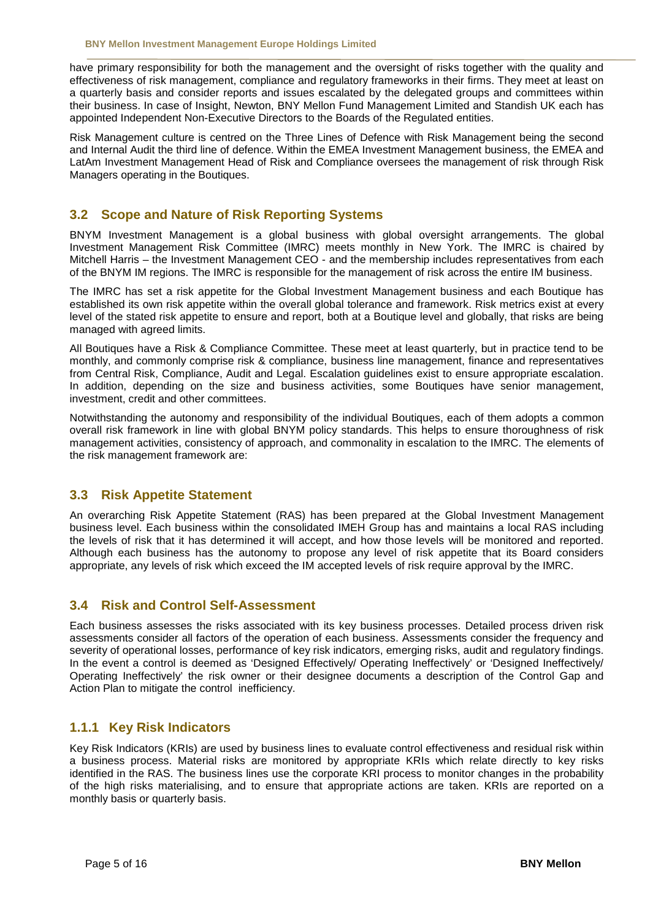have primary responsibility for both the management and the oversight of risks together with the quality and effectiveness of risk management, compliance and regulatory frameworks in their firms. They meet at least on a quarterly basis and consider reports and issues escalated by the delegated groups and committees within their business. In case of Insight, Newton, BNY Mellon Fund Management Limited and Standish UK each has appointed Independent Non-Executive Directors to the Boards of the Regulated entities.

Risk Management culture is centred on the Three Lines of Defence with Risk Management being the second and Internal Audit the third line of defence. Within the EMEA Investment Management business, the EMEA and LatAm Investment Management Head of Risk and Compliance oversees the management of risk through Risk Managers operating in the Boutiques.

## 3.2 Scope and Nature of Risk Reporting Systems

BNYM Investment Management is a global business with global oversight arrangements. The global Investment Management Risk Committee (IMRC) meets monthly in New York. The IMRC is chaired by Mitchell Harris – the Investment Management CEO - and the membership includes representatives from each of the BNYM IM regions. The IMRC is responsible for the management of risk across the entire IM business.

The IMRC has set a risk appetite for the Global Investment Management business and each Boutique has established its own risk appetite within the overall global tolerance and framework. Risk metrics exist at every level of the stated risk appetite to ensure and report, both at a Boutique level and globally, that risks are being managed with agreed limits.

All Boutiques have a Risk & Compliance Committee. These meet at least quarterly, but in practice tend to be monthly, and commonly comprise risk & compliance, business line management, finance and representatives from Central Risk, Compliance, Audit and Legal. Escalation guidelines exist to ensure appropriate escalation. In addition, depending on the size and business activities, some Boutiques have senior management, investment, credit and other committees.

Notwithstanding the autonomy and responsibility of the individual Boutiques, each of them adopts a common overall risk framework in line with global BNYM policy standards. This helps to ensure thoroughness of risk management activities, consistency of approach, and commonality in escalation to the IMRC. The elements of the risk management framework are:

## 3.3 Risk Appetite Statement

An overarching Risk Appetite Statement (RAS) has been prepared at the Global Investment Management business level. Each business within the consolidated IMEH Group has and maintains a local RAS including the levels of risk that it has determined it will accept, and how those levels will be monitored and reported. Although each business has the autonomy to propose any level of risk appetite that its Board considers appropriate, any levels of risk which exceed the IM accepted levels of risk require approval by the IMRC.

## 3.4 Risk and Control Self-Assessment

Each business assesses the risks associated with its key business processes. Detailed process driven risk assessments consider all factors of the operation of each business. Assessments consider the frequency and severity of operational losses, performance of key risk indicators, emerging risks, audit and regulatory findings. In the event a control is deemed as 'Designed Effectively/ Operating Ineffectively' or 'Designed Ineffectively/ Operating Ineffectively' the risk owner or their designee documents a description of the Control Gap and Action Plan to mitigate the control inefficiency.

### 1.1.1 Key Risk Indicators

Key Risk Indicators (KRIs) are used by business lines to evaluate control effectiveness and residual risk within a business process. Material risks are monitored by appropriate KRIs which relate directly to key risks identified in the RAS. The business lines use the corporate KRI process to monitor changes in the probability of the high risks materialising, and to ensure that appropriate actions are taken. KRIs are reported on a monthly basis or quarterly basis.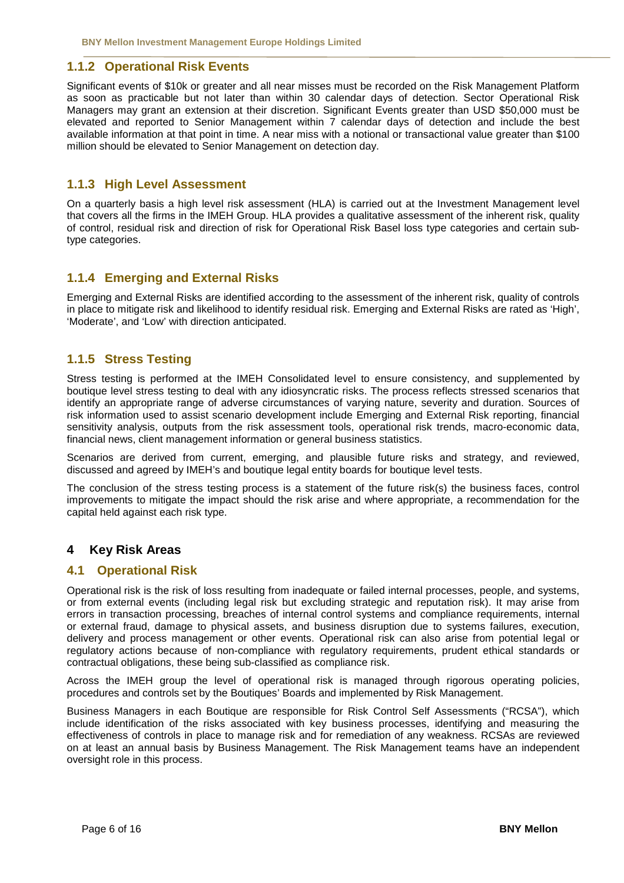### 1.1.2 Operational Risk Events

Significant events of $10k or greater and all near misses must be recorded on the Risk Management Platform as soon as practicable but not later than within 30 calendar days of detection. Sector Operational Risk Managers may grant an extension at their discretion. Significant Events greater than USD $50,000 must be elevated and reported to Senior Management within 7 calendar days of detection and include the best available information at that point in time. A near miss with a notional or transactional value greater than $100 million should be elevated to Senior Management on detection day.

### 1.1.3 High Level Assessment

On a quarterly basis a high level risk assessment (HLA) is carried out at the Investment Management level that covers all the firms in the IMEH Group. HLA provides a qualitative assessment of the inherent risk, quality of control, residual risk and direction of risk for Operational Risk Basel loss type categories and certain sub-type categories.

### 1.1.4 Emerging and External Risks

Emerging and External Risks are identified according to the assessment of the inherent risk, quality of controls in place to mitigate risk and likelihood to identify residual risk. Emerging and External Risks are rated as 'High', 'Moderate', and 'Low' with direction anticipated.

### 1.1.5 Stress Testing

Stress testing is performed at the IMEH Consolidated level to ensure consistency, and supplemented by boutique level stress testing to deal with any idiosyncratic risks. The process reflects stressed scenarios that identify an appropriate range of adverse circumstances of varying nature, severity and duration. Sources of risk information used to assist scenario development include Emerging and External Risk reporting, financial sensitivity analysis, outputs from the risk assessment tools, operational risk trends, macro-economic data, financial news, client management information or general business statistics.

Scenarios are derived from current, emerging, and plausible future risks and strategy, and reviewed, discussed and agreed by IMEH's and boutique legal entity boards for boutique level tests.

The conclusion of the stress testing process is a statement of the future risk(s) the business faces, control improvements to mitigate the impact should the risk arise and where appropriate, a recommendation for the capital held against each risk type.

# 4 Key Risk Areas

## 4.1 Operational Risk

Operational risk is the risk of loss resulting from inadequate or failed internal processes, people, and systems, or from external events (including legal risk but excluding strategic and reputation risk). It may arise from errors in transaction processing, breaches of internal control systems and compliance requirements, internal or external fraud, damage to physical assets, and business disruption due to systems failures, execution, delivery and process management or other events. Operational risk can also arise from potential legal or regulatory actions because of non-compliance with regulatory requirements, prudent ethical standards or contractual obligations, these being sub-classified as compliance risk.

Across the IMEH group the level of operational risk is managed through rigorous operating policies, procedures and controls set by the Boutiques' Boards and implemented by Risk Management.

Business Managers in each Boutique are responsible for Risk Control Self Assessments ("RCSA"), which include identification of the risks associated with key business processes, identifying and measuring the effectiveness of controls in place to manage risk and for remediation of any weakness. RCSAs are reviewed on at least an annual basis by Business Management. The Risk Management teams have an independent oversight role in this process.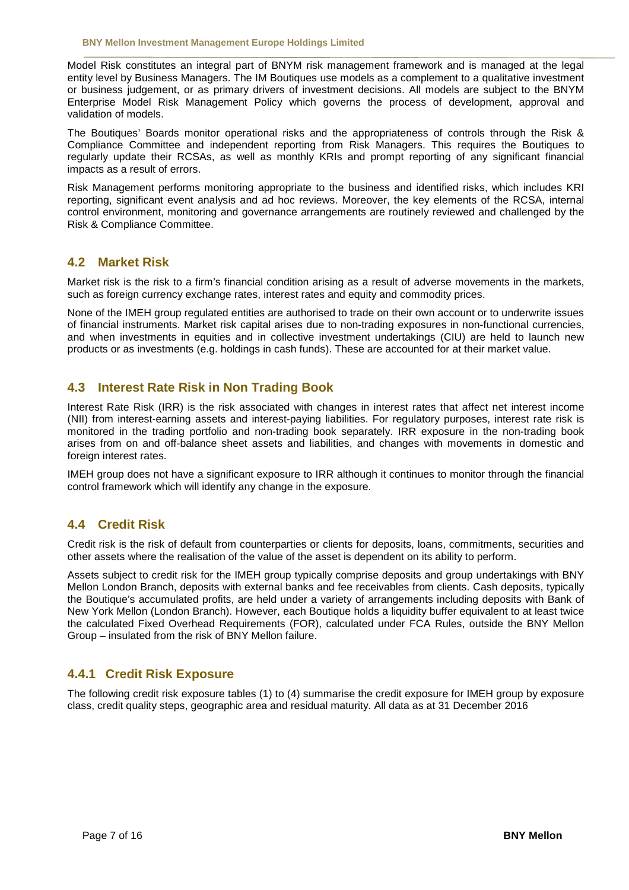Model Risk constitutes an integral part of BNYM risk management framework and is managed at the legal entity level by Business Managers. The IM Boutiques use models as a complement to a qualitative investment or business judgement, or as primary drivers of investment decisions. All models are subject to the BNYM Enterprise Model Risk Management Policy which governs the process of development, approval and validation of models.

The Boutiques' Boards monitor operational risks and the appropriateness of controls through the Risk & Compliance Committee and independent reporting from Risk Managers. This requires the Boutiques to regularly update their RCSAs, as well as monthly KRIs and prompt reporting of any significant financial impacts as a result of errors.

Risk Management performs monitoring appropriate to the business and identified risks, which includes KRI reporting, significant event analysis and ad hoc reviews. Moreover, the key elements of the RCSA, internal control environment, monitoring and governance arrangements are routinely reviewed and challenged by the Risk & Compliance Committee.

## 4.2 Market Risk

Market risk is the risk to a firm's financial condition arising as a result of adverse movements in the markets, such as foreign currency exchange rates, interest rates and equity and commodity prices.

None of the IMEH group regulated entities are authorised to trade on their own account or to underwrite issues of financial instruments. Market risk capital arises due to non-trading exposures in non-functional currencies, and when investments in equities and in collective investment undertakings (CIU) are held to launch new products or as investments (e.g. holdings in cash funds). These are accounted for at their market value.

## 4.3 Interest Rate Risk in Non Trading Book

Interest Rate Risk (IRR) is the risk associated with changes in interest rates that affect net interest income (NII) from interest-earning assets and interest-paying liabilities. For regulatory purposes, interest rate risk is monitored in the trading portfolio and non-trading book separately. IRR exposure in the non-trading book arises from on and off-balance sheet assets and liabilities, and changes with movements in domestic and foreign interest rates.

IMEH group does not have a significant exposure to IRR although it continues to monitor through the financial control framework which will identify any change in the exposure.

## 4.4 Credit Risk

Credit risk is the risk of default from counterparties or clients for deposits, loans, commitments, securities and other assets where the realisation of the value of the asset is dependent on its ability to perform.

Assets subject to credit risk for the IMEH group typically comprise deposits and group undertakings with BNY Mellon London Branch, deposits with external banks and fee receivables from clients. Cash deposits, typically the Boutique's accumulated profits, are held under a variety of arrangements including deposits with Bank of New York Mellon (London Branch). However, each Boutique holds a liquidity buffer equivalent to at least twice the calculated Fixed Overhead Requirements (FOR), calculated under FCA Rules, outside the BNY Mellon Group – insulated from the risk of BNY Mellon failure.

### 4.4.1 Credit Risk Exposure

The following credit risk exposure tables (1) to (4) summarise the credit exposure for IMEH group by exposure class, credit quality steps, geographic area and residual maturity. All data as at 31 December 2016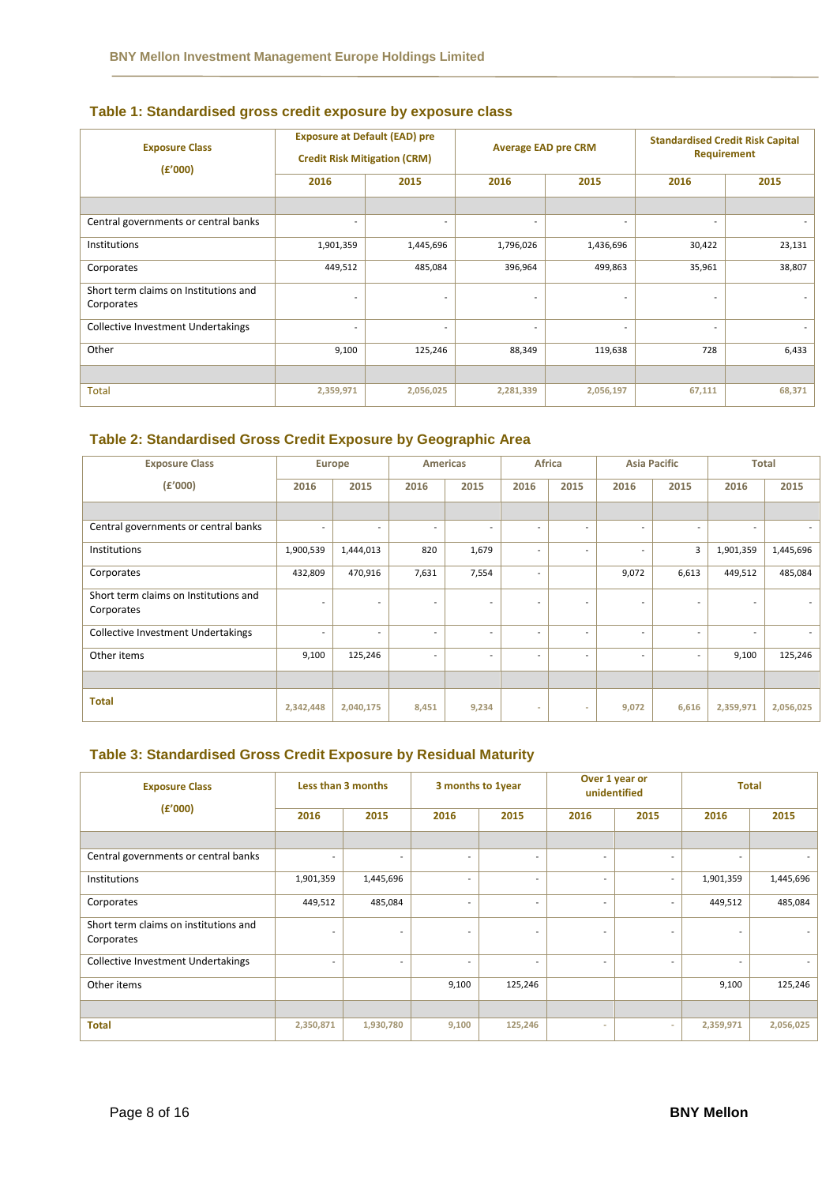## Table 1: Standardised gross credit exposure by exposure class

| Exposure Class (£'000) | Exposure at Default (EAD) pre Credit Risk Mitigation (CRM) | | Average EAD pre CRM | | Standardised Credit Risk Capital Requirement | |
|---|---|---|---|---|---|---|
| | 2016 | 2015 | 2016 | 2015 | 2016 | 2015 |
| | | | | | | |
| Central governments or central banks | - | - | - | - | - | - |
| Institutions | 1,901,359 | 1,445,696 | 1,796,026 | 1,436,696 | 30,422 | 23,131 |
| Corporates | 449,512 | 485,084 | 396,964 | 499,863 | 35,961 | 38,807 |
| Short term claims on Institutions and Corporates | - | - | - | - | - | - |
| Collective Investment Undertakings | - | - | - | - | - | - |
| Other | 9,100 | 125,246 | 88,349 | 119,638 | 728 | 6,433 |
| | | | | | | |
| Total | 2,359,971 | 2,056,025 | 2,281,339 | 2,056,197 | 67,111 | 68,371 |

## Table 2: Standardised Gross Credit Exposure by Geographic Area

| Exposure Class (£'000) | Europe | | Americas | | Africa | | Asia Pacific | | Total | |
|---|---|---|---|---|---|---|---|---|---|---|
| | 2016 | 2015 | 2016 | 2015 | 2016 | 2015 | 2016 | 2015 | 2016 | 2015 |
| | | | | | | | | | | |
| Central governments or central banks | - | - | - | - | - | - | - | - | - | - |
| Institutions | 1,900,539 | 1,444,013 | 820 | 1,679 | - | - | - | 3 | 1,901,359 | 1,445,696 |
| Corporates | 432,809 | 470,916 | 7,631 | 7,554 | - | | 9,072 | 6,613 | 449,512 | 485,084 |
| Short term claims on Institutions and Corporates | - | - | - | - | - | - | - | - | - | - |
| Collective Investment Undertakings | - | - | - | - | - | - | - | - | - | - |
| Other items | 9,100 | 125,246 | - | - | - | - | - | - | 9,100 | 125,246 |
| | | | | | | | | | | |
| **Total** | 2,342,448 | 2,040,175 | 8,451 | 9,234 | - | - | 9,072 | 6,616 | 2,359,971 | 2,056,025 |

## Table 3: Standardised Gross Credit Exposure by Residual Maturity

| Exposure Class (£'000) | Less than 3 months | | 3 months to 1year | | Over 1 year or unidentified | | Total | |
|---|---|---|---|---|---|---|---|---|
| | 2016 | 2015 | 2016 | 2015 | 2016 | 2015 | 2016 | 2015 |
| | | | | | | | | |
| Central governments or central banks | - | - | - | - | - | - | - | - |
| Institutions | 1,901,359 | 1,445,696 | - | - | - | - | 1,901,359 | 1,445,696 |
| Corporates | 449,512 | 485,084 | - | - | - | - | 449,512 | 485,084 |
| Short term claims on institutions and Corporates | - | - | - | - | - | - | - | - |
| Collective Investment Undertakings | - | - | - | - | - | - | - | - |
| Other items | | | 9,100 | 125,246 | | | 9,100 | 125,246 |
| | | | | | | | | |
| **Total** | 2,350,871 | 1,930,780 | 9,100 | 125,246 | - | - | 2,359,971 | 2,056,025 |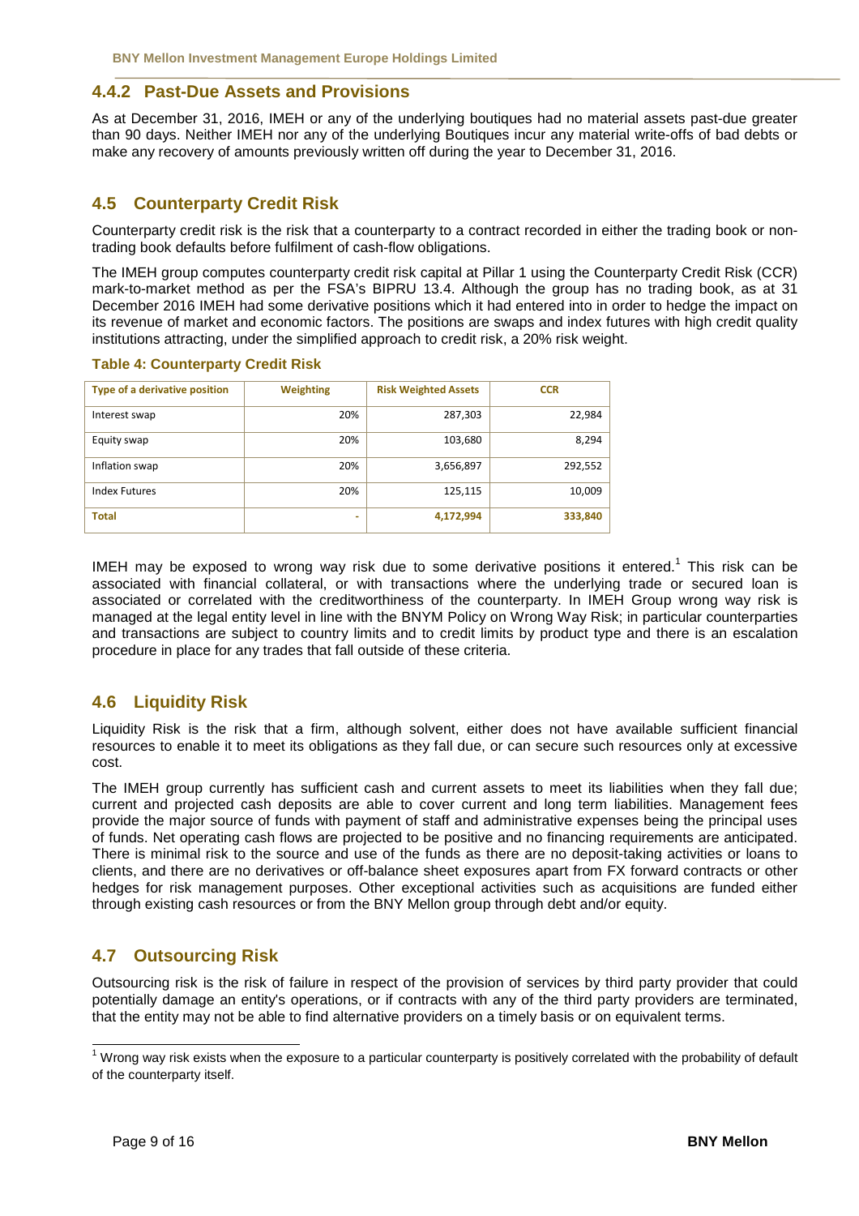### 4.4.2 Past-Due Assets and Provisions

As at December 31, 2016, IMEH or any of the underlying boutiques had no material assets past-due greater than 90 days. Neither IMEH nor any of the underlying Boutiques incur any material write-offs of bad debts or make any recovery of amounts previously written off during the year to December 31, 2016.

## 4.5 Counterparty Credit Risk

Counterparty credit risk is the risk that a counterparty to a contract recorded in either the trading book or non-trading book defaults before fulfilment of cash-flow obligations.

The IMEH group computes counterparty credit risk capital at Pillar 1 using the Counterparty Credit Risk (CCR) mark-to-market method as per the FSA's BIPRU 13.4. Although the group has no trading book, as at 31 December 2016 IMEH had some derivative positions which it had entered into in order to hedge the impact on its revenue of market and economic factors. The positions are swaps and index futures with high credit quality institutions attracting, under the simplified approach to credit risk, a 20% risk weight.

**Table 4: Counterparty Credit Risk**

| Type of a derivative position | Weighting | Risk Weighted Assets | CCR |
|---|---|---|---|
| Interest swap | 20% | 287,303 | 22,984 |
| Equity swap | 20% | 103,680 | 8,294 |
| Inflation swap | 20% | 3,656,897 | 292,552 |
| Index Futures | 20% | 125,115 | 10,009 |
| **Total** | - | **4,172,994** | **333,840** |

IMEH may be exposed to wrong way risk due to some derivative positions it entered.[1] This risk can be associated with financial collateral, or with transactions where the underlying trade or secured loan is associated or correlated with the creditworthiness of the counterparty. In IMEH Group wrong way risk is managed at the legal entity level in line with the BNYM Policy on Wrong Way Risk; in particular counterparties and transactions are subject to country limits and to credit limits by product type and there is an escalation procedure in place for any trades that fall outside of these criteria.

## 4.6 Liquidity Risk

Liquidity Risk is the risk that a firm, although solvent, either does not have available sufficient financial resources to enable it to meet its obligations as they fall due, or can secure such resources only at excessive cost.

The IMEH group currently has sufficient cash and current assets to meet its liabilities when they fall due; current and projected cash deposits are able to cover current and long term liabilities. Management fees provide the major source of funds with payment of staff and administrative expenses being the principal uses of funds. Net operating cash flows are projected to be positive and no financing requirements are anticipated. There is minimal risk to the source and use of the funds as there are no deposit-taking activities or loans to clients, and there are no derivatives or off-balance sheet exposures apart from FX forward contracts or other hedges for risk management purposes. Other exceptional activities such as acquisitions are funded either through existing cash resources or from the BNY Mellon group through debt and/or equity.

## 4.7 Outsourcing Risk

Outsourcing risk is the risk of failure in respect of the provision of services by third party provider that could potentially damage an entity's operations, or if contracts with any of the third party providers are terminated, that the entity may not be able to find alternative providers on a timely basis or on equivalent terms.

[1] Wrong way risk exists when the exposure to a particular counterparty is positively correlated with the probability of default of the counterparty itself.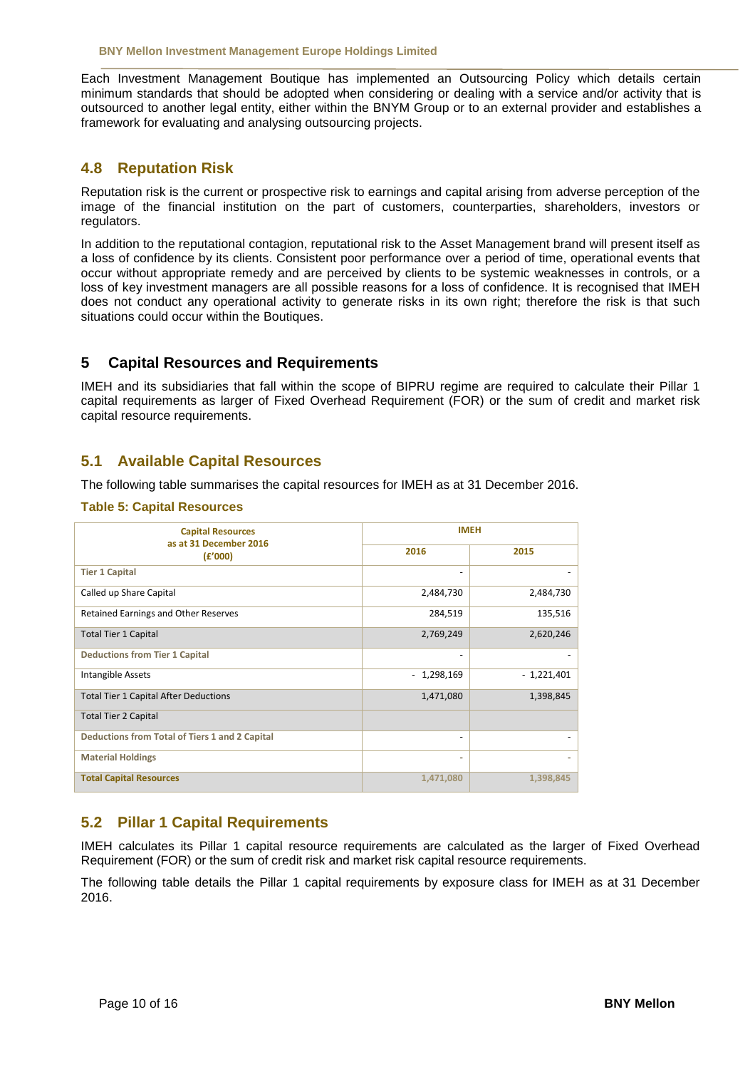Each Investment Management Boutique has implemented an Outsourcing Policy which details certain minimum standards that should be adopted when considering or dealing with a service and/or activity that is outsourced to another legal entity, either within the BNYM Group or to an external provider and establishes a framework for evaluating and analysing outsourcing projects.

## 4.8 Reputation Risk

Reputation risk is the current or prospective risk to earnings and capital arising from adverse perception of the image of the financial institution on the part of customers, counterparties, shareholders, investors or regulators.

In addition to the reputational contagion, reputational risk to the Asset Management brand will present itself as a loss of confidence by its clients. Consistent poor performance over a period of time, operational events that occur without appropriate remedy and are perceived by clients to be systemic weaknesses in controls, or a loss of key investment managers are all possible reasons for a loss of confidence. It is recognised that IMEH does not conduct any operational activity to generate risks in its own right; therefore the risk is that such situations could occur within the Boutiques.

# 5 Capital Resources and Requirements

IMEH and its subsidiaries that fall within the scope of BIPRU regime are required to calculate their Pillar 1 capital requirements as larger of Fixed Overhead Requirement (FOR) or the sum of credit and market risk capital resource requirements.

## 5.1 Available Capital Resources

The following table summarises the capital resources for IMEH as at 31 December 2016.

**Table 5: Capital Resources**

| Capital Resources as at 31 December 2016 (£'000) | IMEH | |
|---|---|---|
| | 2016 | 2015 |
| **Tier 1 Capital** | - | - |
| Called up Share Capital | 2,484,730 | 2,484,730 |
| Retained Earnings and Other Reserves | 284,519 | 135,516 |
| Total Tier 1 Capital | 2,769,249 | 2,620,246 |
| **Deductions from Tier 1 Capital** | - | - |
| Intangible Assets | - 1,298,169 | - 1,221,401 |
| Total Tier 1 Capital After Deductions | 1,471,080 | 1,398,845 |
| Total Tier 2 Capital | | |
| **Deductions from Total of Tiers 1 and 2 Capital** | - | - |
| **Material Holdings** | - | - |
| **Total Capital Resources** | **1,471,080** | **1,398,845** |

## 5.2 Pillar 1 Capital Requirements

IMEH calculates its Pillar 1 capital resource requirements are calculated as the larger of Fixed Overhead Requirement (FOR) or the sum of credit risk and market risk capital resource requirements.

The following table details the Pillar 1 capital requirements by exposure class for IMEH as at 31 December 2016.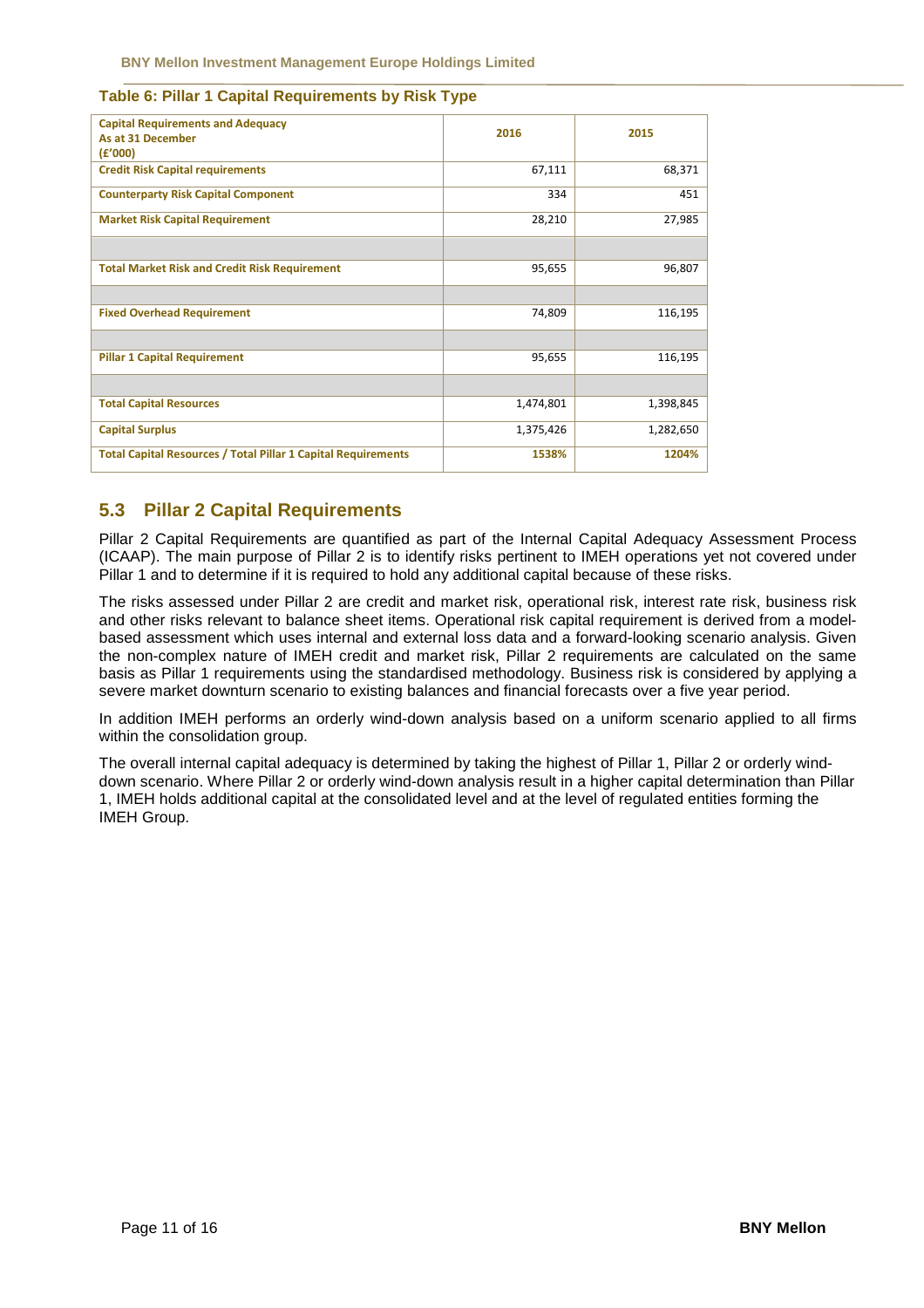### Table 6: Pillar 1 Capital Requirements by Risk Type

| Capital Requirements and Adequacy As at 31 December (£'000) | 2016 | 2015 |
|---|---|---|
| **Credit Risk Capital requirements** | 67,111 | 68,371 |
| **Counterparty Risk Capital Component** | 334 | 451 |
| **Market Risk Capital Requirement** | 28,210 | 27,985 |
| | | |
| **Total Market Risk and Credit Risk Requirement** | 95,655 | 96,807 |
| | | |
| **Fixed Overhead Requirement** | 74,809 | 116,195 |
| | | |
| **Pillar 1 Capital Requirement** | 95,655 | 116,195 |
| | | |
| **Total Capital Resources** | 1,474,801 | 1,398,845 |
| **Capital Surplus** | 1,375,426 | 1,282,650 |
| **Total Capital Resources / Total Pillar 1 Capital Requirements** | **1538%** | **1204%** |

## 5.3 Pillar 2 Capital Requirements

Pillar 2 Capital Requirements are quantified as part of the Internal Capital Adequacy Assessment Process (ICAAP). The main purpose of Pillar 2 is to identify risks pertinent to IMEH operations yet not covered under Pillar 1 and to determine if it is required to hold any additional capital because of these risks.

The risks assessed under Pillar 2 are credit and market risk, operational risk, interest rate risk, business risk and other risks relevant to balance sheet items. Operational risk capital requirement is derived from a model-based assessment which uses internal and external loss data and a forward-looking scenario analysis. Given the non-complex nature of IMEH credit and market risk, Pillar 2 requirements are calculated on the same basis as Pillar 1 requirements using the standardised methodology. Business risk is considered by applying a severe market downturn scenario to existing balances and financial forecasts over a five year period.

In addition IMEH performs an orderly wind-down analysis based on a uniform scenario applied to all firms within the consolidation group.

The overall internal capital adequacy is determined by taking the highest of Pillar 1, Pillar 2 or orderly wind-down scenario. Where Pillar 2 or orderly wind-down analysis result in a higher capital determination than Pillar 1, IMEH holds additional capital at the consolidated level and at the level of regulated entities forming the IMEH Group.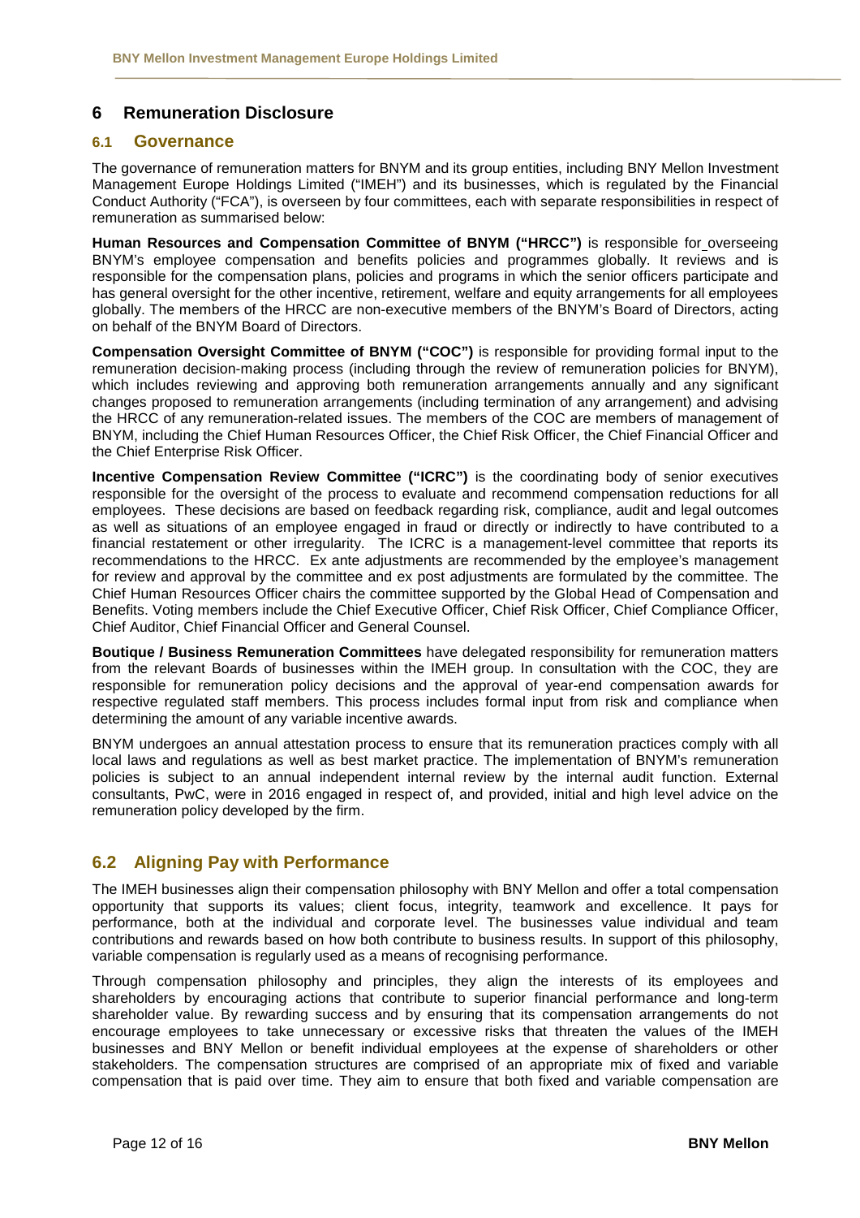## 6 Remuneration Disclosure

### 6.1 Governance

The governance of remuneration matters for BNYM and its group entities, including BNY Mellon Investment Management Europe Holdings Limited ("IMEH") and its businesses, which is regulated by the Financial Conduct Authority ("FCA"), is overseen by four committees, each with separate responsibilities in respect of remuneration as summarised below:

**Human Resources and Compensation Committee of BNYM ("HRCC")** is responsible for overseeing BNYM's employee compensation and benefits policies and programmes globally. It reviews and is responsible for the compensation plans, policies and programs in which the senior officers participate and has general oversight for the other incentive, retirement, welfare and equity arrangements for all employees globally. The members of the HRCC are non-executive members of the BNYM's Board of Directors, acting on behalf of the BNYM Board of Directors.

**Compensation Oversight Committee of BNYM ("COC")** is responsible for providing formal input to the remuneration decision-making process (including through the review of remuneration policies for BNYM), which includes reviewing and approving both remuneration arrangements annually and any significant changes proposed to remuneration arrangements (including termination of any arrangement) and advising the HRCC of any remuneration-related issues. The members of the COC are members of management of BNYM, including the Chief Human Resources Officer, the Chief Risk Officer, the Chief Financial Officer and the Chief Enterprise Risk Officer.

**Incentive Compensation Review Committee ("ICRC")** is the coordinating body of senior executives responsible for the oversight of the process to evaluate and recommend compensation reductions for all employees. These decisions are based on feedback regarding risk, compliance, audit and legal outcomes as well as situations of an employee engaged in fraud or directly or indirectly to have contributed to a financial restatement or other irregularity. The ICRC is a management-level committee that reports its recommendations to the HRCC. Ex ante adjustments are recommended by the employee's management for review and approval by the committee and ex post adjustments are formulated by the committee. The Chief Human Resources Officer chairs the committee supported by the Global Head of Compensation and Benefits. Voting members include the Chief Executive Officer, Chief Risk Officer, Chief Compliance Officer, Chief Auditor, Chief Financial Officer and General Counsel.

**Boutique / Business Remuneration Committees** have delegated responsibility for remuneration matters from the relevant Boards of businesses within the IMEH group. In consultation with the COC, they are responsible for remuneration policy decisions and the approval of year-end compensation awards for respective regulated staff members. This process includes formal input from risk and compliance when determining the amount of any variable incentive awards.

BNYM undergoes an annual attestation process to ensure that its remuneration practices comply with all local laws and regulations as well as best market practice. The implementation of BNYM's remuneration policies is subject to an annual independent internal review by the internal audit function. External consultants, PwC, were in 2016 engaged in respect of, and provided, initial and high level advice on the remuneration policy developed by the firm.

### 6.2 Aligning Pay with Performance

The IMEH businesses align their compensation philosophy with BNY Mellon and offer a total compensation opportunity that supports its values; client focus, integrity, teamwork and excellence. It pays for performance, both at the individual and corporate level. The businesses value individual and team contributions and rewards based on how both contribute to business results. In support of this philosophy, variable compensation is regularly used as a means of recognising performance.

Through compensation philosophy and principles, they align the interests of its employees and shareholders by encouraging actions that contribute to superior financial performance and long-term shareholder value. By rewarding success and by ensuring that its compensation arrangements do not encourage employees to take unnecessary or excessive risks that threaten the values of the IMEH businesses and BNY Mellon or benefit individual employees at the expense of shareholders or other stakeholders. The compensation structures are comprised of an appropriate mix of fixed and variable compensation that is paid over time. They aim to ensure that both fixed and variable compensation are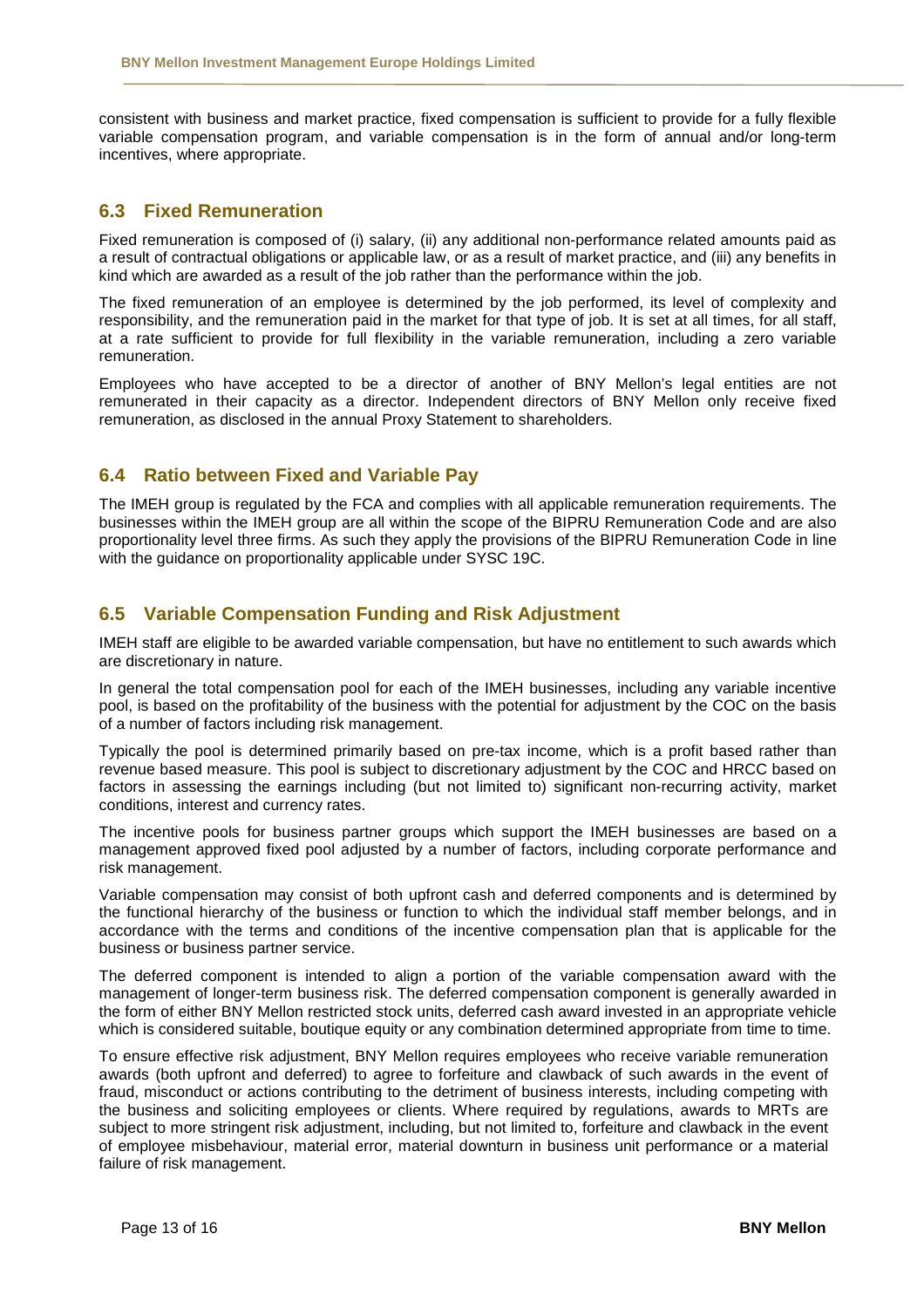consistent with business and market practice, fixed compensation is sufficient to provide for a fully flexible variable compensation program, and variable compensation is in the form of annual and/or long-term incentives, where appropriate.

## 6.3 Fixed Remuneration

Fixed remuneration is composed of (i) salary, (ii) any additional non-performance related amounts paid as a result of contractual obligations or applicable law, or as a result of market practice, and (iii) any benefits in kind which are awarded as a result of the job rather than the performance within the job.

The fixed remuneration of an employee is determined by the job performed, its level of complexity and responsibility, and the remuneration paid in the market for that type of job. It is set at all times, for all staff, at a rate sufficient to provide for full flexibility in the variable remuneration, including a zero variable remuneration.

Employees who have accepted to be a director of another of BNY Mellon's legal entities are not remunerated in their capacity as a director. Independent directors of BNY Mellon only receive fixed remuneration, as disclosed in the annual Proxy Statement to shareholders.

## 6.4 Ratio between Fixed and Variable Pay

The IMEH group is regulated by the FCA and complies with all applicable remuneration requirements. The businesses within the IMEH group are all within the scope of the BIPRU Remuneration Code and are also proportionality level three firms. As such they apply the provisions of the BIPRU Remuneration Code in line with the guidance on proportionality applicable under SYSC 19C.

## 6.5 Variable Compensation Funding and Risk Adjustment

IMEH staff are eligible to be awarded variable compensation, but have no entitlement to such awards which are discretionary in nature.

In general the total compensation pool for each of the IMEH businesses, including any variable incentive pool, is based on the profitability of the business with the potential for adjustment by the COC on the basis of a number of factors including risk management.

Typically the pool is determined primarily based on pre-tax income, which is a profit based rather than revenue based measure. This pool is subject to discretionary adjustment by the COC and HRCC based on factors in assessing the earnings including (but not limited to) significant non-recurring activity, market conditions, interest and currency rates.

The incentive pools for business partner groups which support the IMEH businesses are based on a management approved fixed pool adjusted by a number of factors, including corporate performance and risk management.

Variable compensation may consist of both upfront cash and deferred components and is determined by the functional hierarchy of the business or function to which the individual staff member belongs, and in accordance with the terms and conditions of the incentive compensation plan that is applicable for the business or business partner service.

The deferred component is intended to align a portion of the variable compensation award with the management of longer-term business risk. The deferred compensation component is generally awarded in the form of either BNY Mellon restricted stock units, deferred cash award invested in an appropriate vehicle which is considered suitable, boutique equity or any combination determined appropriate from time to time.

To ensure effective risk adjustment, BNY Mellon requires employees who receive variable remuneration awards (both upfront and deferred) to agree to forfeiture and clawback of such awards in the event of fraud, misconduct or actions contributing to the detriment of business interests, including competing with the business and soliciting employees or clients. Where required by regulations, awards to MRTs are subject to more stringent risk adjustment, including, but not limited to, forfeiture and clawback in the event of employee misbehaviour, material error, material downturn in business unit performance or a material failure of risk management.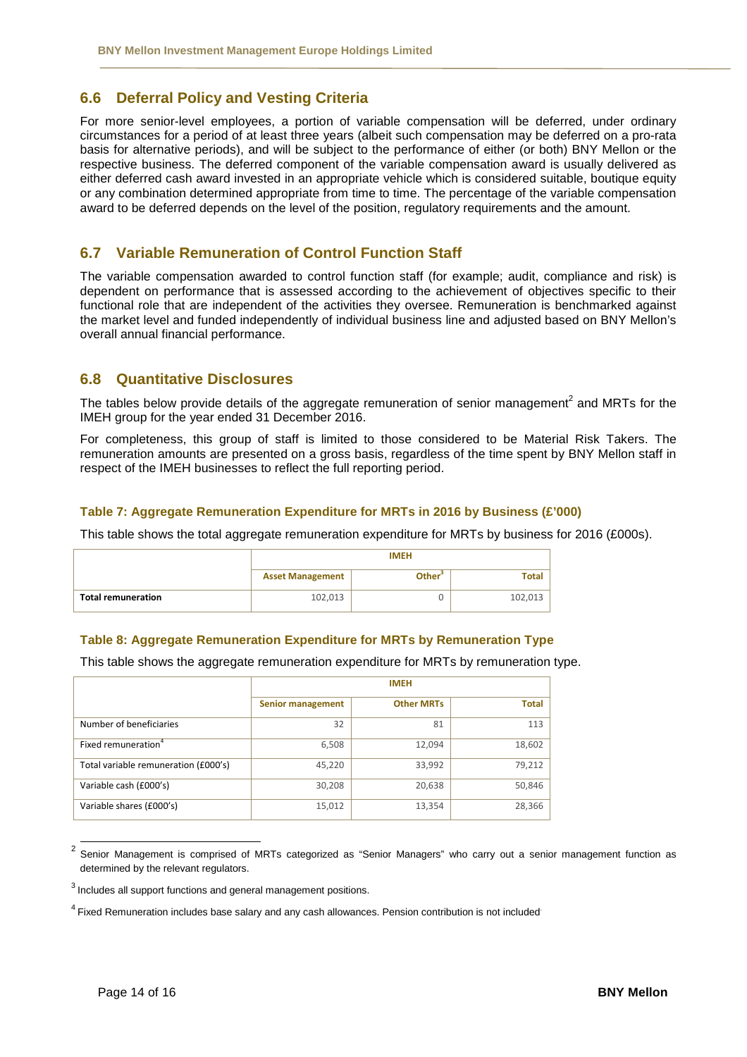## 6.6 Deferral Policy and Vesting Criteria

For more senior-level employees, a portion of variable compensation will be deferred, under ordinary circumstances for a period of at least three years (albeit such compensation may be deferred on a pro-rata basis for alternative periods), and will be subject to the performance of either (or both) BNY Mellon or the respective business. The deferred component of the variable compensation award is usually delivered as either deferred cash award invested in an appropriate vehicle which is considered suitable, boutique equity or any combination determined appropriate from time to time. The percentage of the variable compensation award to be deferred depends on the level of the position, regulatory requirements and the amount.

## 6.7 Variable Remuneration of Control Function Staff

The variable compensation awarded to control function staff (for example; audit, compliance and risk) is dependent on performance that is assessed according to the achievement of objectives specific to their functional role that are independent of the activities they oversee. Remuneration is benchmarked against the market level and funded independently of individual business line and adjusted based on BNY Mellon's overall annual financial performance.

## 6.8 Quantitative Disclosures

The tables below provide details of the aggregate remuneration of senior management[2] and MRTs for the IMEH group for the year ended 31 December 2016.

For completeness, this group of staff is limited to those considered to be Material Risk Takers. The remuneration amounts are presented on a gross basis, regardless of the time spent by BNY Mellon staff in respect of the IMEH businesses to reflect the full reporting period.

#### Table 7: Aggregate Remuneration Expenditure for MRTs in 2016 by Business (£'000)

This table shows the total aggregate remuneration expenditure for MRTs by business for 2016 (£000s).

| | IMEH | | |
|---|---|---|---|
| | **Asset Management** | **Other[3]** | **Total** |
| **Total remuneration** | 102,013 | 0 | 102,013 |

#### Table 8: Aggregate Remuneration Expenditure for MRTs by Remuneration Type

This table shows the aggregate remuneration expenditure for MRTs by remuneration type.

| | IMEH | | |
|---|---|---|---|
| | **Senior management** | **Other MRTs** | **Total** |
| Number of beneficiaries | 32 | 81 | 113 |
| Fixed remuneration[4] | 6,508 | 12,094 | 18,602 |
| Total variable remuneration (£000's) | 45,220 | 33,992 | 79,212 |
| Variable cash (£000's) | 30,208 | 20,638 | 50,846 |
| Variable shares (£000's) | 15,012 | 13,354 | 28,366 |

[2] Senior Management is comprised of MRTs categorized as "Senior Managers" who carry out a senior management function as determined by the relevant regulators.

[3] Includes all support functions and general management positions.

[4] Fixed Remuneration includes base salary and any cash allowances. Pension contribution is not included.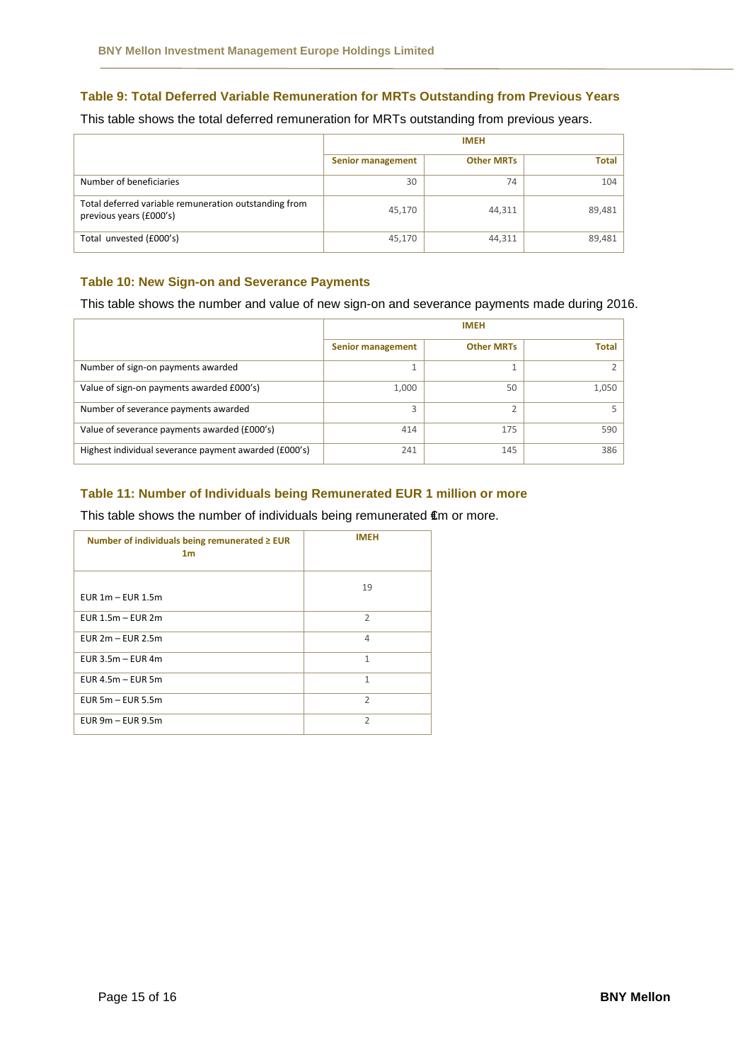### Table 9: Total Deferred Variable Remuneration for MRTs Outstanding from Previous Years

This table shows the total deferred remuneration for MRTs outstanding from previous years.

| | IMEH | | |
|---|---|---|---|
| | Senior management | Other MRTs | Total |
| Number of beneficiaries | 30 | 74 | 104 |
| Total deferred variable remuneration outstanding from previous years (£000's) | 45,170 | 44,311 | 89,481 |
| Total unvested (£000's) | 45,170 | 44,311 | 89,481 |

### Table 10: New Sign-on and Severance Payments

This table shows the number and value of new sign-on and severance payments made during 2016.

| | IMEH | | |
|---|---|---|---|
| | Senior management | Other MRTs | Total |
| Number of sign-on payments awarded | 1 | 1 | 2 |
| Value of sign-on payments awarded £000's) | 1,000 | 50 | 1,050 |
| Number of severance payments awarded | 3 | 2 | 5 |
| Value of severance payments awarded (£000's) | 414 | 175 | 590 |
| Highest individual severance payment awarded (£000's) | 241 | 145 | 386 |

### Table 11: Number of Individuals being Remunerated EUR 1 million or more

This table shows the number of individuals being remunerated €1m or more.

| Number of individuals being remunerated ≥ EUR 1m | IMEH |
|---|---|
| EUR 1m – EUR 1.5m | 19 |
| EUR 1.5m – EUR 2m | 2 |
| EUR 2m – EUR 2.5m | 4 |
| EUR 3.5m – EUR 4m | 1 |
| EUR 4.5m – EUR 5m | 1 |
| EUR 5m – EUR 5.5m | 2 |
| EUR 9m – EUR 9.5m | 2 |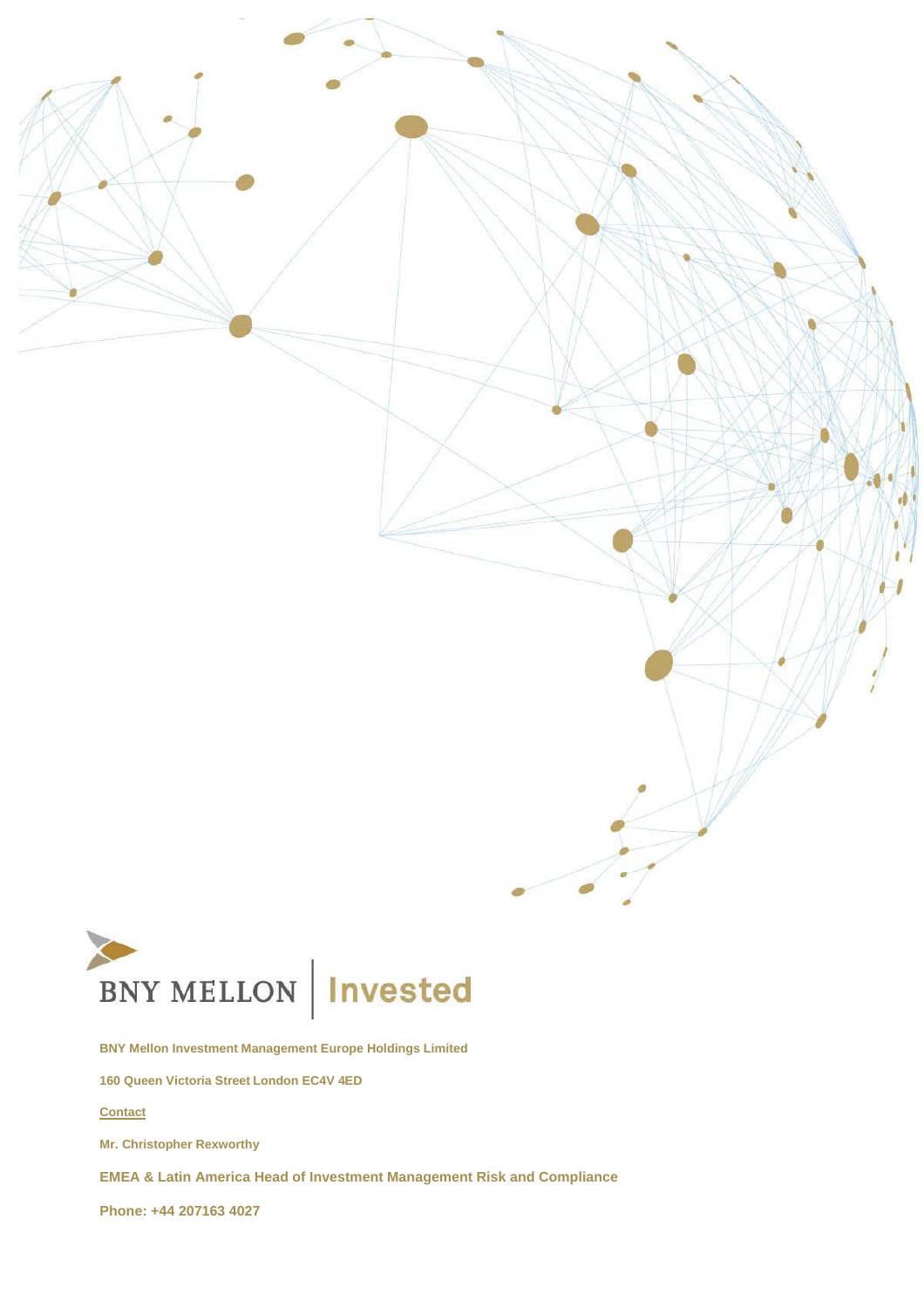BNY MELLON | Invested

**BNY Mellon Investment Management Europe Holdings Limited**

**160 Queen Victoria Street London EC4V 4ED**

**Contact**

**Mr. Christopher Rexworthy**

**EMEA & Latin America Head of Investment Management Risk and Compliance**

**Phone: +44 207163 4027**